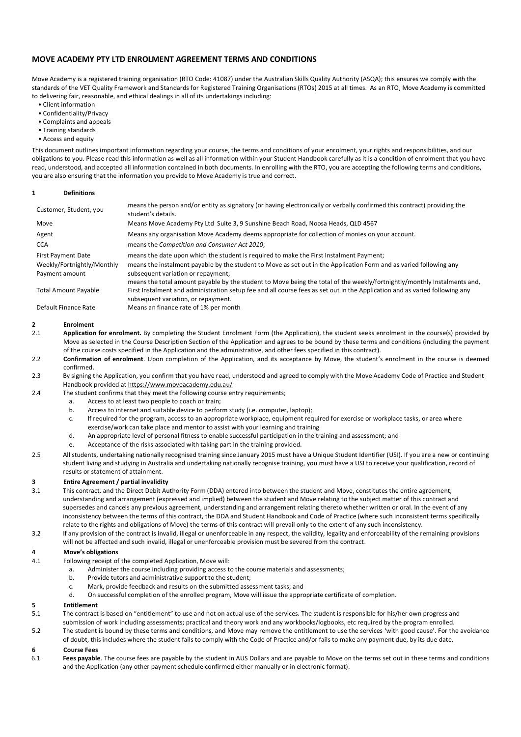## MOVE ACADEMY PTY LTD ENROLMENT AGREEMENT TERMS AND CONDITIONS

Move Academy is a registered training organisation (RTO Code: 41087) under the Australian Skills Quality Authority (ASQA); this ensures we comply with the standards of the VET Quality Framework and Standards for Registered Training Organisations (RTOs) 2015 at all times. As an RTO, Move Academy is committed to delivering fair, reasonable, and ethical dealings in all of its undertakings including:

- Client information
- Confidentiality/Privacy
- Complaints and appeals
- Training standards
- Access and equity

This document outlines important information regarding your course, the terms and conditions of your enrolment, your rights and responsibilities, and our obligations to you. Please read this information as well as all information within your Student Handbook carefully as it is a condition of enrolment that you have read, understood, and accepted all information contained in both documents. In enrolling with the RTO, you are accepting the following terms and conditions, you are also ensuring that the information you provide to Move Academy is true and correct.

**1 Definitions**

| | |
|---|---|
| Customer, Student, you | means the person and/or entity as signatory (or having electronically or verbally confirmed this contract) providing the student's details. |
| Move | Means Move Academy Pty Ltd Suite 3, 9 Sunshine Beach Road, Noosa Heads, QLD 4567 |
| Agent | Means any organisation Move Academy deems appropriate for collection of monies on your account. |
| CCA | means the *Competition and Consumer Act 2010*; |
| First Payment Date | means the date upon which the student is required to make the First Instalment Payment; |
| Weekly/Fortnightly/Monthly Payment amount | means the instalment payable by the student to Move as set out in the Application Form and as varied following any subsequent variation or repayment; |
| Total Amount Payable | means the total amount payable by the student to Move being the total of the weekly/fortnightly/monthly Instalments and, First Instalment and administration setup fee and all course fees as set out in the Application and as varied following any subsequent variation, or repayment. |
| Default Finance Rate | Means an finance rate of 1% per month |

**2 Enrolment**

2.1 **Application for enrolment.** By completing the Student Enrolment Form (the Application), the student seeks enrolment in the course(s) provided by Move as selected in the Course Description Section of the Application and agrees to be bound by these terms and conditions (including the payment of the course costs specified in the Application and the administrative, and other fees specified in this contract).

2.2 **Confirmation of enrolment**. Upon completion of the Application, and its acceptance by Move, the student's enrolment in the course is deemed confirmed.

2.3 By signing the Application, you confirm that you have read, understood and agreed to comply with the Move Academy Code of Practice and Student Handbook provided at https://www.moveacademy.edu.au/

2.4 The student confirms that they meet the following course entry requirements;

a. Access to at least two people to coach or train;
b. Access to internet and suitable device to perform study (i.e. computer, laptop);
c. If required for the program, access to an appropriate workplace, equipment required for exercise or workplace tasks, or area where exercise/work can take place and mentor to assist with your learning and training
d. An appropriate level of personal fitness to enable successful participation in the training and assessment; and
e. Acceptance of the risks associated with taking part in the training provided.

2.5 All students, undertaking nationally recognised training since January 2015 must have a Unique Student Identifier (USI). If you are a new or continuing student living and studying in Australia and undertaking nationally recognise training, you must have a USI to receive your qualification, record of results or statement of attainment.

**3 Entire Agreement / partial invalidity**

3.1 This contract, and the Direct Debit Authority Form (DDA) entered into between the student and Move, constitutes the entire agreement, understanding and arrangement (expressed and implied) between the student and Move relating to the subject matter of this contract and supersedes and cancels any previous agreement, understanding and arrangement relating thereto whether written or oral. In the event of any inconsistency between the terms of this contract, the DDA and Student Handbook and Code of Practice (where such inconsistent terms specifically relate to the rights and obligations of Move) the terms of this contract will prevail only to the extent of any such inconsistency.

3.2 If any provision of the contract is invalid, illegal or unenforceable in any respect, the validity, legality and enforceability of the remaining provisions will not be affected and such invalid, illegal or unenforceable provision must be severed from the contract.

**4 Move's obligations**

4.1 Following receipt of the completed Application, Move will:

a. Administer the course including providing access to the course materials and assessments;
b. Provide tutors and administrative support to the student;
c. Mark, provide feedback and results on the submitted assessment tasks; and
d. On successful completion of the enrolled program, Move will issue the appropriate certificate of completion.

**5 Entitlement**

5.1 The contract is based on "entitlement" to use and not on actual use of the services. The student is responsible for his/her own progress and submission of work including assessments; practical and theory work and any workbooks/logbooks, etc required by the program enrolled.

5.2 The student is bound by these terms and conditions, and Move may remove the entitlement to use the services 'with good cause'. For the avoidance of doubt, this includes where the student fails to comply with the Code of Practice and/or fails to make any payment due, by its due date.

**6 Course Fees**

6.1 **Fees payable**. The course fees are payable by the student in AUS Dollars and are payable to Move on the terms set out in these terms and conditions and the Application (any other payment schedule confirmed either manually or in electronic format).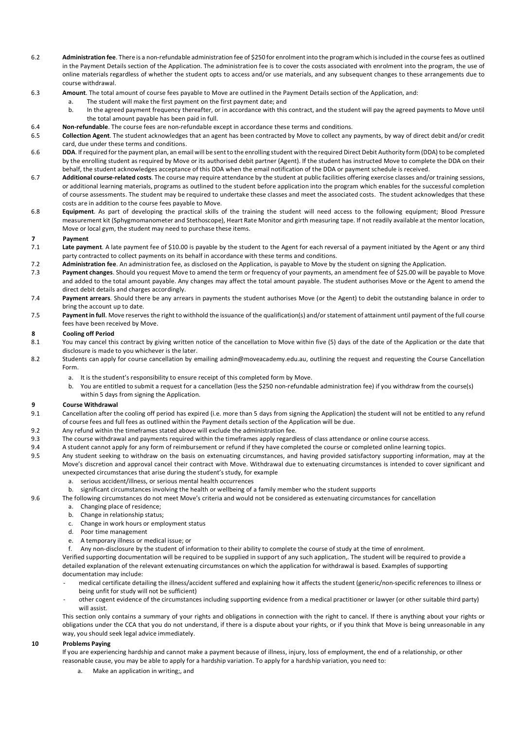6.2 **Administration fee**. There is a non-refundable administration fee of $250 for enrolment into the program which is included in the course fees as outlined in the Payment Details section of the Application. The administration fee is to cover the costs associated with enrolment into the program, the use of online materials regardless of whether the student opts to access and/or use materials, and any subsequent changes to these arrangements due to course withdrawal.

6.3 **Amount**. The total amount of course fees payable to Move are outlined in the Payment Details section of the Application, and:

  a. The student will make the first payment on the first payment date; and
  b. In the agreed payment frequency thereafter, or in accordance with this contract, and the student will pay the agreed payments to Move until the total amount payable has been paid in full.

6.4 **Non-refundable**. The course fees are non-refundable except in accordance these terms and conditions.

6.5 **Collection Agent**. The student acknowledges that an agent has been contracted by Move to collect any payments, by way of direct debit and/or credit card, due under these terms and conditions.

6.6 **DDA**. If required for the payment plan, an email will be sent to the enrolling student with the required Direct Debit Authority form (DDA) to be completed by the enrolling student as required by Move or its authorised debit partner (Agent). If the student has instructed Move to complete the DDA on their behalf, the student acknowledges acceptance of this DDA when the email notification of the DDA or payment schedule is received.

6.7 **Additional course-related costs**. The course may require attendance by the student at public facilities offering exercise classes and/or training sessions, or additional learning materials, programs as outlined to the student before application into the program which enables for the successful completion of course assessments. The student may be required to undertake these classes and meet the associated costs. The student acknowledges that these costs are in addition to the course fees payable to Move.

6.8 **Equipment**. As part of developing the practical skills of the training the student will need access to the following equipment; Blood Pressure measurement kit (Sphygmomanometer and Stethoscope), Heart Rate Monitor and girth measuring tape. If not readily available at the mentor location, Move or local gym, the student may need to purchase these items.

## 7 Payment

7.1 **Late payment**. A late payment fee of $10.00 is payable by the student to the Agent for each reversal of a payment initiated by the Agent or any third party contracted to collect payments on its behalf in accordance with these terms and conditions.

7.2 **Administration fee**. An administration fee, as disclosed on the Application, is payable to Move by the student on signing the Application.

7.3 **Payment changes**. Should you request Move to amend the term or frequency of your payments, an amendment fee of $25.00 will be payable to Move and added to the total amount payable. Any changes may affect the total amount payable. The student authorises Move or the Agent to amend the direct debit details and charges accordingly.

7.4 **Payment arrears**. Should there be any arrears in payments the student authorises Move (or the Agent) to debit the outstanding balance in order to bring the account up to date.

7.5 **Payment in full**. Move reserves the right to withhold the issuance of the qualification(s) and/or statement of attainment until payment of the full course fees have been received by Move.

## 8 Cooling off Period

8.1 You may cancel this contract by giving written notice of the cancellation to Move within five (5) days of the date of the Application or the date that disclosure is made to you whichever is the later.

8.2 Students can apply for course cancellation by emailing admin@moveacademy.edu.au, outlining the request and requesting the Course Cancellation Form.

  a. It is the student's responsibility to ensure receipt of this completed form by Move.
  b. You are entitled to submit a request for a cancellation (less the $250 non-refundable administration fee) if you withdraw from the course(s) within 5 days from signing the Application.

## 9 Course Withdrawal

9.1 Cancellation after the cooling off period has expired (i.e. more than 5 days from signing the Application) the student will not be entitled to any refund of course fees and full fees as outlined within the Payment details section of the Application will be due.

9.2 Any refund within the timeframes stated above will exclude the administration fee.

9.3 The course withdrawal and payments required within the timeframes apply regardless of class attendance or online course access.

9.4 A student cannot apply for any form of reimbursement or refund if they have completed the course or completed online learning topics.

9.5 Any student seeking to withdraw on the basis on extenuating circumstances, and having provided satisfactory supporting information, may at the Move's discretion and approval cancel their contract with Move. Withdrawal due to extenuating circumstances is intended to cover significant and unexpected circumstances that arise during the student's study, for example

  a. serious accident/illness, or serious mental health occurrences
  b. significant circumstances involving the health or wellbeing of a family member who the student supports

9.6 The following circumstances do not meet Move's criteria and would not be considered as extenuating circumstances for cancellation

  a. Changing place of residence;
  b. Change in relationship status;
  c. Change in work hours or employment status
  d. Poor time management
  e. A temporary illness or medical issue; or
  f. Any non-disclosure by the student of information to their ability to complete the course of study at the time of enrolment.

Verified supporting documentation will be required to be supplied in support of any such application,. The student will be required to provide a detailed explanation of the relevant extenuating circumstances on which the application for withdrawal is based. Examples of supporting documentation may include:

- medical certificate detailing the illness/accident suffered and explaining how it affects the student (generic/non-specific references to illness or being unfit for study will not be sufficient)
- other cogent evidence of the circumstances including supporting evidence from a medical practitioner or lawyer (or other suitable third party) will assist.

This section only contains a summary of your rights and obligations in connection with the right to cancel. If there is anything about your rights or obligations under the CCA that you do not understand, if there is a dispute about your rights, or if you think that Move is being unreasonable in any way, you should seek legal advice immediately.

## 10 Problems Paying

If you are experiencing hardship and cannot make a payment because of illness, injury, loss of employment, the end of a relationship, or other reasonable cause, you may be able to apply for a hardship variation. To apply for a hardship variation, you need to:

  a. Make an application in writing;, and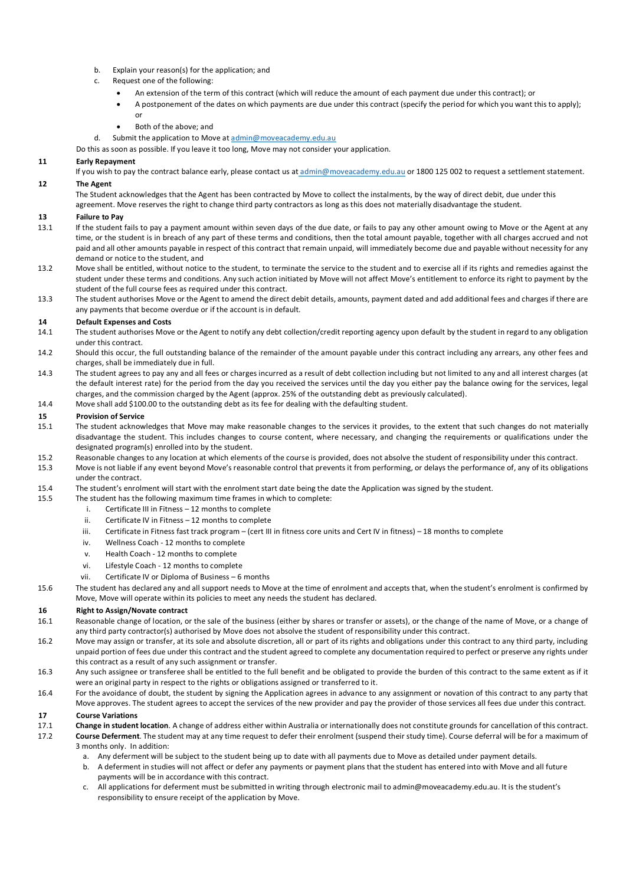b. Explain your reason(s) for the application; and

c. Request one of the following:

- An extension of the term of this contract (which will reduce the amount of each payment due under this contract); or
- A postponement of the dates on which payments are due under this contract (specify the period for which you want this to apply); or
- Both of the above; and

d. Submit the application to Move at admin@moveacademy.edu.au

Do this as soon as possible. If you leave it too long, Move may not consider your application.

## 11 Early Repayment

If you wish to pay the contract balance early, please contact us at admin@moveacademy.edu.au or 1800 125 002 to request a settlement statement.

## 12 The Agent

The Student acknowledges that the Agent has been contracted by Move to collect the instalments, by the way of direct debit, due under this agreement. Move reserves the right to change third party contractors as long as this does not materially disadvantage the student.

## 13 Failure to Pay

13.1 If the student fails to pay a payment amount within seven days of the due date, or fails to pay any other amount owing to Move or the Agent at any time, or the student is in breach of any part of these terms and conditions, then the total amount payable, together with all charges accrued and not paid and all other amounts payable in respect of this contract that remain unpaid, will immediately become due and payable without necessity for any demand or notice to the student, and

13.2 Move shall be entitled, without notice to the student, to terminate the service to the student and to exercise all if its rights and remedies against the student under these terms and conditions. Any such action initiated by Move will not affect Move's entitlement to enforce its right to payment by the student of the full course fees as required under this contract.

13.3 The student authorises Move or the Agent to amend the direct debit details, amounts, payment dated and add additional fees and charges if there are any payments that become overdue or if the account is in default.

## 14 Default Expenses and Costs

14.1 The student authorises Move or the Agent to notify any debt collection/credit reporting agency upon default by the student in regard to any obligation under this contract.

14.2 Should this occur, the full outstanding balance of the remainder of the amount payable under this contract including any arrears, any other fees and charges, shall be immediately due in full.

14.3 The student agrees to pay any and all fees or charges incurred as a result of debt collection including but not limited to any and all interest charges (at the default interest rate) for the period from the day you received the services until the day you either pay the balance owing for the services, legal charges, and the commission charged by the Agent (approx. 25% of the outstanding debt as previously calculated).

14.4 Move shall add $100.00 to the outstanding debt as its fee for dealing with the defaulting student.

## 15 Provision of Service

15.1 The student acknowledges that Move may make reasonable changes to the services it provides, to the extent that such changes do not materially disadvantage the student. This includes changes to course content, where necessary, and changing the requirements or qualifications under the designated program(s) enrolled into by the student.

15.2 Reasonable changes to any location at which elements of the course is provided, does not absolve the student of responsibility under this contract.

15.3 Move is not liable if any event beyond Move's reasonable control that prevents it from performing, or delays the performance of, any of its obligations under the contract.

15.4 The student's enrolment will start with the enrolment start date being the date the Application was signed by the student.

15.5 The student has the following maximum time frames in which to complete:

i. Certificate III in Fitness – 12 months to complete
ii. Certificate IV in Fitness – 12 months to complete
iii. Certificate in Fitness fast track program – (cert III in fitness core units and Cert IV in fitness) – 18 months to complete
iv. Wellness Coach - 12 months to complete
v. Health Coach - 12 months to complete
vi. Lifestyle Coach - 12 months to complete
vii. Certificate IV or Diploma of Business – 6 months

15.6 The student has declared any and all support needs to Move at the time of enrolment and accepts that, when the student's enrolment is confirmed by Move, Move will operate within its policies to meet any needs the student has declared.

## 16 Right to Assign/Novate contract

16.1 Reasonable change of location, or the sale of the business (either by shares or transfer or assets), or the change of the name of Move, or a change of any third party contractor(s) authorised by Move does not absolve the student of responsibility under this contract.

16.2 Move may assign or transfer, at its sole and absolute discretion, all or part of its rights and obligations under this contract to any third party, including unpaid portion of fees due under this contract and the student agreed to complete any documentation required to perfect or preserve any rights under this contract as a result of any such assignment or transfer.

16.3 Any such assignee or transferee shall be entitled to the full benefit and be obligated to provide the burden of this contract to the same extent as if it were an original party in respect to the rights or obligations assigned or transferred to it.

16.4 For the avoidance of doubt, the student by signing the Application agrees in advance to any assignment or novation of this contract to any party that Move approves. The student agrees to accept the services of the new provider and pay the provider of those services all fees due under this contract.

## 17 Course Variations

17.1 **Change in student location**. A change of address either within Australia or internationally does not constitute grounds for cancellation of this contract.

17.2 **Course Deferment**. The student may at any time request to defer their enrolment (suspend their study time). Course deferral will be for a maximum of 3 months only. In addition:

a. Any deferment will be subject to the student being up to date with all payments due to Move as detailed under payment details.
b. A deferment in studies will not affect or defer any payments or payment plans that the student has entered into with Move and all future payments will be in accordance with this contract.
c. All applications for deferment must be submitted in writing through electronic mail to admin@moveacademy.edu.au. It is the student's responsibility to ensure receipt of the application by Move.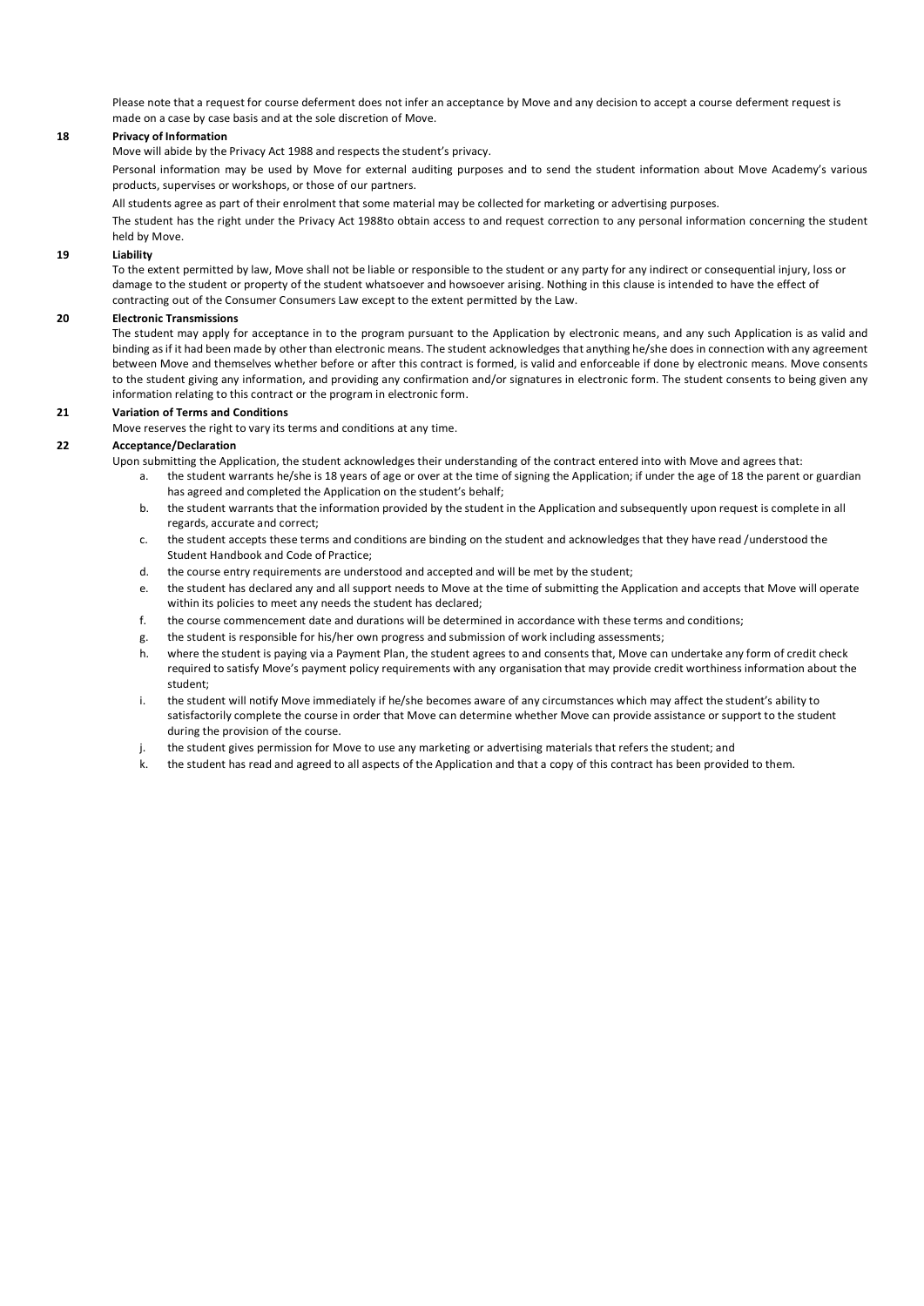Please note that a request for course deferment does not infer an acceptance by Move and any decision to accept a course deferment request is made on a case by case basis and at the sole discretion of Move.

### 18 Privacy of Information

Move will abide by the Privacy Act 1988 and respects the student's privacy.

Personal information may be used by Move for external auditing purposes and to send the student information about Move Academy's various products, supervises or workshops, or those of our partners.

All students agree as part of their enrolment that some material may be collected for marketing or advertising purposes.

The student has the right under the Privacy Act 1988to obtain access to and request correction to any personal information concerning the student held by Move.

### 19 Liability

To the extent permitted by law, Move shall not be liable or responsible to the student or any party for any indirect or consequential injury, loss or damage to the student or property of the student whatsoever and howsoever arising. Nothing in this clause is intended to have the effect of contracting out of the Consumer Consumers Law except to the extent permitted by the Law.

### 20 Electronic Transmissions

The student may apply for acceptance in to the program pursuant to the Application by electronic means, and any such Application is as valid and binding as if it had been made by other than electronic means. The student acknowledges that anything he/she does in connection with any agreement between Move and themselves whether before or after this contract is formed, is valid and enforceable if done by electronic means. Move consents to the student giving any information, and providing any confirmation and/or signatures in electronic form. The student consents to being given any information relating to this contract or the program in electronic form.

### 21 Variation of Terms and Conditions

Move reserves the right to vary its terms and conditions at any time.

### 22 Acceptance/Declaration

Upon submitting the Application, the student acknowledges their understanding of the contract entered into with Move and agrees that:

a. the student warrants he/she is 18 years of age or over at the time of signing the Application; if under the age of 18 the parent or guardian has agreed and completed the Application on the student's behalf;
b. the student warrants that the information provided by the student in the Application and subsequently upon request is complete in all regards, accurate and correct;
c. the student accepts these terms and conditions are binding on the student and acknowledges that they have read /understood the Student Handbook and Code of Practice;
d. the course entry requirements are understood and accepted and will be met by the student;
e. the student has declared any and all support needs to Move at the time of submitting the Application and accepts that Move will operate within its policies to meet any needs the student has declared;
f. the course commencement date and durations will be determined in accordance with these terms and conditions;
g. the student is responsible for his/her own progress and submission of work including assessments;
h. where the student is paying via a Payment Plan, the student agrees to and consents that, Move can undertake any form of credit check required to satisfy Move's payment policy requirements with any organisation that may provide credit worthiness information about the student;
i. the student will notify Move immediately if he/she becomes aware of any circumstances which may affect the student's ability to satisfactorily complete the course in order that Move can determine whether Move can provide assistance or support to the student during the provision of the course.
j. the student gives permission for Move to use any marketing or advertising materials that refers the student; and
k. the student has read and agreed to all aspects of the Application and that a copy of this contract has been provided to them.